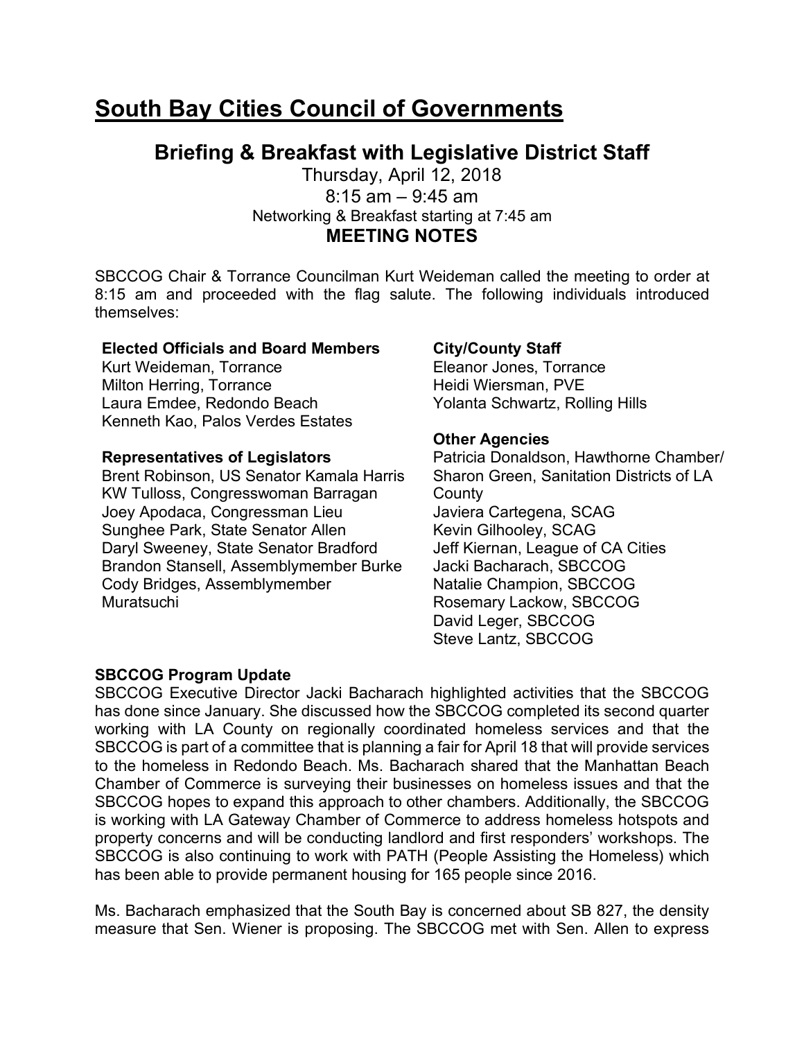# South Bay Cities Council of Governments

## Briefing & Breakfast with Legislative District Staff

Thursday, April 12, 2018
8:15 am – 9:45 am
Networking & Breakfast starting at 7:45 am

**MEETING NOTES**

SBCCOG Chair & Torrance Councilman Kurt Weideman called the meeting to order at 8:15 am and proceeded with the flag salute. The following individuals introduced themselves:

**Elected Officials and Board Members**
Kurt Weideman, Torrance
Milton Herring, Torrance
Laura Emdee, Redondo Beach
Kenneth Kao, Palos Verdes Estates

**Representatives of Legislators**
Brent Robinson, US Senator Kamala Harris
KW Tulloss, Congresswoman Barragan
Joey Apodaca, Congressman Lieu
Sunghee Park, State Senator Allen
Daryl Sweeney, State Senator Bradford
Brandon Stansell, Assemblymember Burke
Cody Bridges, Assemblymember Muratsuchi

**City/County Staff**
Eleanor Jones, Torrance
Heidi Wiersman, PVE
Yolanta Schwartz, Rolling Hills

**Other Agencies**
Patricia Donaldson, Hawthorne Chamber/
Sharon Green, Sanitation Districts of LA County
Javiera Cartegena, SCAG
Kevin Gilhooley, SCAG
Jeff Kiernan, League of CA Cities
Jacki Bacharach, SBCCOG
Natalie Champion, SBCCOG
Rosemary Lackow, SBCCOG
David Leger, SBCCOG
Steve Lantz, SBCCOG

**SBCCOG Program Update**
SBCCOG Executive Director Jacki Bacharach highlighted activities that the SBCCOG has done since January. She discussed how the SBCCOG completed its second quarter working with LA County on regionally coordinated homeless services and that the SBCCOG is part of a committee that is planning a fair for April 18 that will provide services to the homeless in Redondo Beach. Ms. Bacharach shared that the Manhattan Beach Chamber of Commerce is surveying their businesses on homeless issues and that the SBCCOG hopes to expand this approach to other chambers. Additionally, the SBCCOG is working with LA Gateway Chamber of Commerce to address homeless hotspots and property concerns and will be conducting landlord and first responders' workshops. The SBCCOG is also continuing to work with PATH (People Assisting the Homeless) which has been able to provide permanent housing for 165 people since 2016.

Ms. Bacharach emphasized that the South Bay is concerned about SB 827, the density measure that Sen. Wiener is proposing. The SBCCOG met with Sen. Allen to express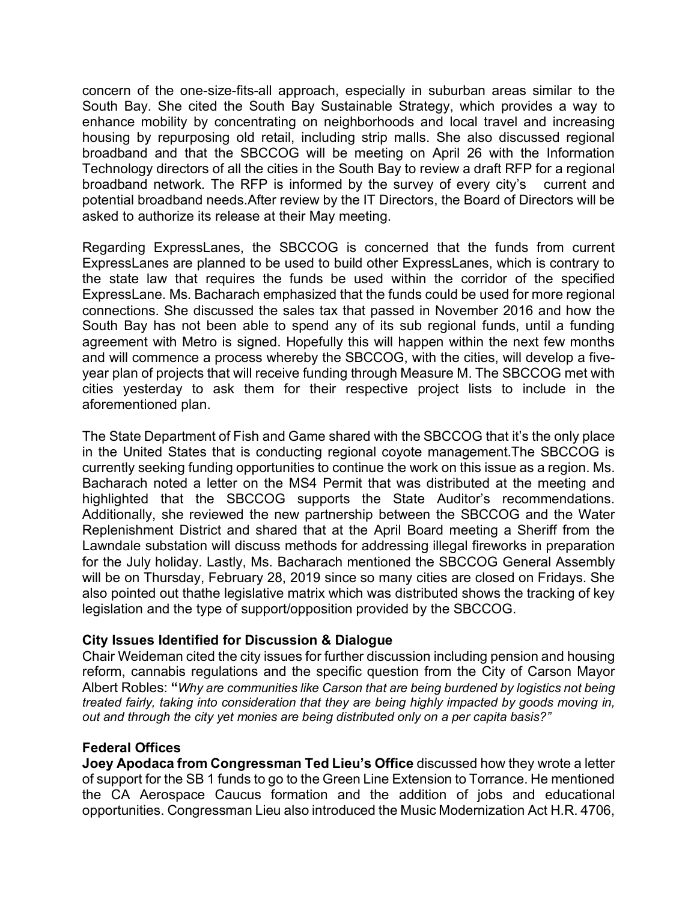concern of the one-size-fits-all approach, especially in suburban areas similar to the South Bay. She cited the South Bay Sustainable Strategy, which provides a way to enhance mobility by concentrating on neighborhoods and local travel and increasing housing by repurposing old retail, including strip malls. She also discussed regional broadband and that the SBCCOG will be meeting on April 26 with the Information Technology directors of all the cities in the South Bay to review a draft RFP for a regional broadband network. The RFP is informed by the survey of every city's current and potential broadband needs.After review by the IT Directors, the Board of Directors will be asked to authorize its release at their May meeting.

Regarding ExpressLanes, the SBCCOG is concerned that the funds from current ExpressLanes are planned to be used to build other ExpressLanes, which is contrary to the state law that requires the funds be used within the corridor of the specified ExpressLane. Ms. Bacharach emphasized that the funds could be used for more regional connections. She discussed the sales tax that passed in November 2016 and how the South Bay has not been able to spend any of its sub regional funds, until a funding agreement with Metro is signed. Hopefully this will happen within the next few months and will commence a process whereby the SBCCOG, with the cities, will develop a five-year plan of projects that will receive funding through Measure M. The SBCCOG met with cities yesterday to ask them for their respective project lists to include in the aforementioned plan.

The State Department of Fish and Game shared with the SBCCOG that it's the only place in the United States that is conducting regional coyote management.The SBCCOG is currently seeking funding opportunities to continue the work on this issue as a region. Ms. Bacharach noted a letter on the MS4 Permit that was distributed at the meeting and highlighted that the SBCCOG supports the State Auditor's recommendations. Additionally, she reviewed the new partnership between the SBCCOG and the Water Replenishment District and shared that at the April Board meeting a Sheriff from the Lawndale substation will discuss methods for addressing illegal fireworks in preparation for the July holiday. Lastly, Ms. Bacharach mentioned the SBCCOG General Assembly will be on Thursday, February 28, 2019 since so many cities are closed on Fridays. She also pointed out thathe legislative matrix which was distributed shows the tracking of key legislation and the type of support/opposition provided by the SBCCOG.

**City Issues Identified for Discussion & Dialogue**

Chair Weideman cited the city issues for further discussion including pension and housing reform, cannabis regulations and the specific question from the City of Carson Mayor Albert Robles: **"***Why are communities like Carson that are being burdened by logistics not being treated fairly, taking into consideration that they are being highly impacted by goods moving in, out and through the city yet monies are being distributed only on a per capita basis?"*

**Federal Offices**

**Joey Apodaca from Congressman Ted Lieu's Office** discussed how they wrote a letter of support for the SB 1 funds to go to the Green Line Extension to Torrance. He mentioned the CA Aerospace Caucus formation and the addition of jobs and educational opportunities. Congressman Lieu also introduced the Music Modernization Act H.R. 4706,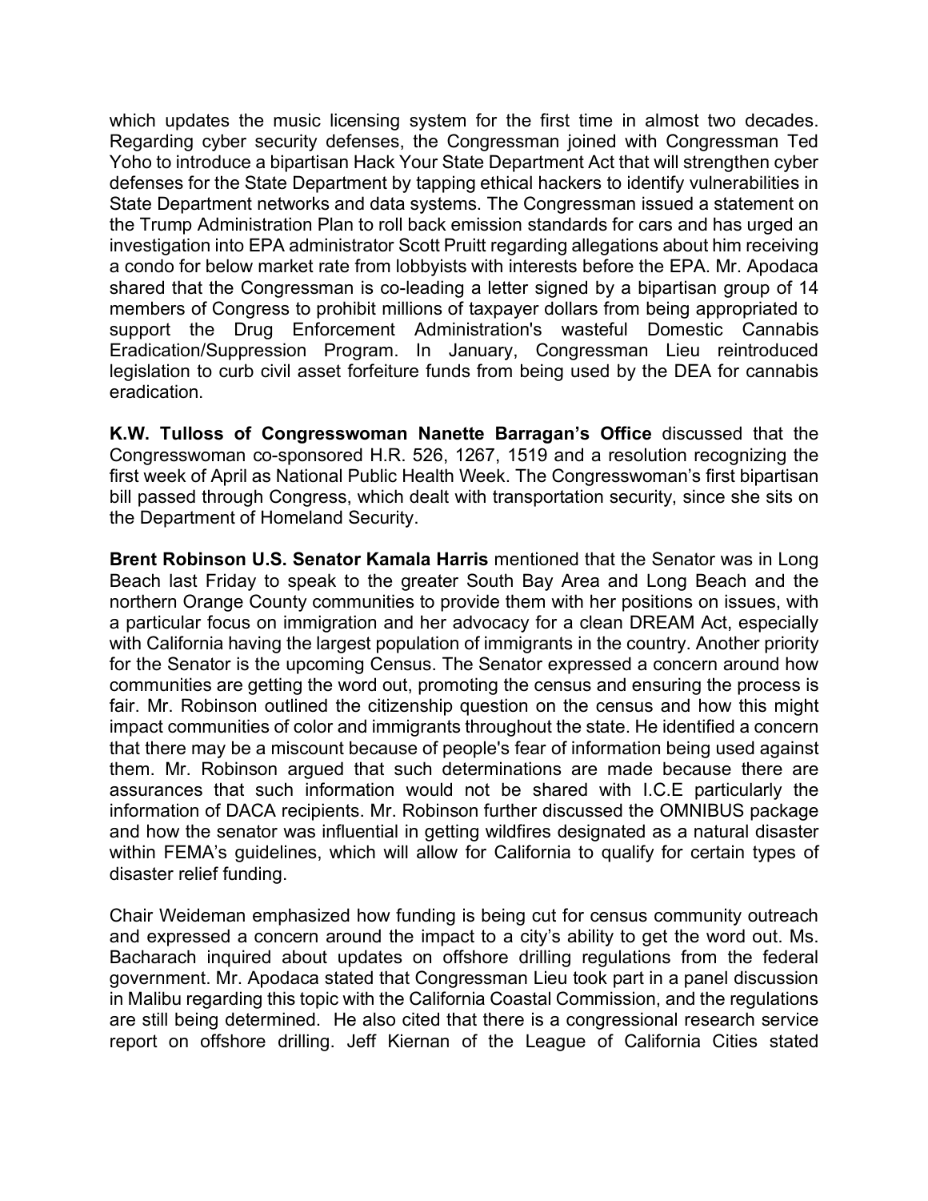which updates the music licensing system for the first time in almost two decades. Regarding cyber security defenses, the Congressman joined with Congressman Ted Yoho to introduce a bipartisan Hack Your State Department Act that will strengthen cyber defenses for the State Department by tapping ethical hackers to identify vulnerabilities in State Department networks and data systems. The Congressman issued a statement on the Trump Administration Plan to roll back emission standards for cars and has urged an investigation into EPA administrator Scott Pruitt regarding allegations about him receiving a condo for below market rate from lobbyists with interests before the EPA. Mr. Apodaca shared that the Congressman is co-leading a letter signed by a bipartisan group of 14 members of Congress to prohibit millions of taxpayer dollars from being appropriated to support the Drug Enforcement Administration's wasteful Domestic Cannabis Eradication/Suppression Program. In January, Congressman Lieu reintroduced legislation to curb civil asset forfeiture funds from being used by the DEA for cannabis eradication.

**K.W. Tulloss of Congresswoman Nanette Barragan's Office** discussed that the Congresswoman co-sponsored H.R. 526, 1267, 1519 and a resolution recognizing the first week of April as National Public Health Week. The Congresswoman's first bipartisan bill passed through Congress, which dealt with transportation security, since she sits on the Department of Homeland Security.

**Brent Robinson U.S. Senator Kamala Harris** mentioned that the Senator was in Long Beach last Friday to speak to the greater South Bay Area and Long Beach and the northern Orange County communities to provide them with her positions on issues, with a particular focus on immigration and her advocacy for a clean DREAM Act, especially with California having the largest population of immigrants in the country. Another priority for the Senator is the upcoming Census. The Senator expressed a concern around how communities are getting the word out, promoting the census and ensuring the process is fair. Mr. Robinson outlined the citizenship question on the census and how this might impact communities of color and immigrants throughout the state. He identified a concern that there may be a miscount because of people's fear of information being used against them. Mr. Robinson argued that such determinations are made because there are assurances that such information would not be shared with I.C.E particularly the information of DACA recipients. Mr. Robinson further discussed the OMNIBUS package and how the senator was influential in getting wildfires designated as a natural disaster within FEMA's guidelines, which will allow for California to qualify for certain types of disaster relief funding.

Chair Weideman emphasized how funding is being cut for census community outreach and expressed a concern around the impact to a city's ability to get the word out. Ms. Bacharach inquired about updates on offshore drilling regulations from the federal government. Mr. Apodaca stated that Congressman Lieu took part in a panel discussion in Malibu regarding this topic with the California Coastal Commission, and the regulations are still being determined. He also cited that there is a congressional research service report on offshore drilling. Jeff Kiernan of the League of California Cities stated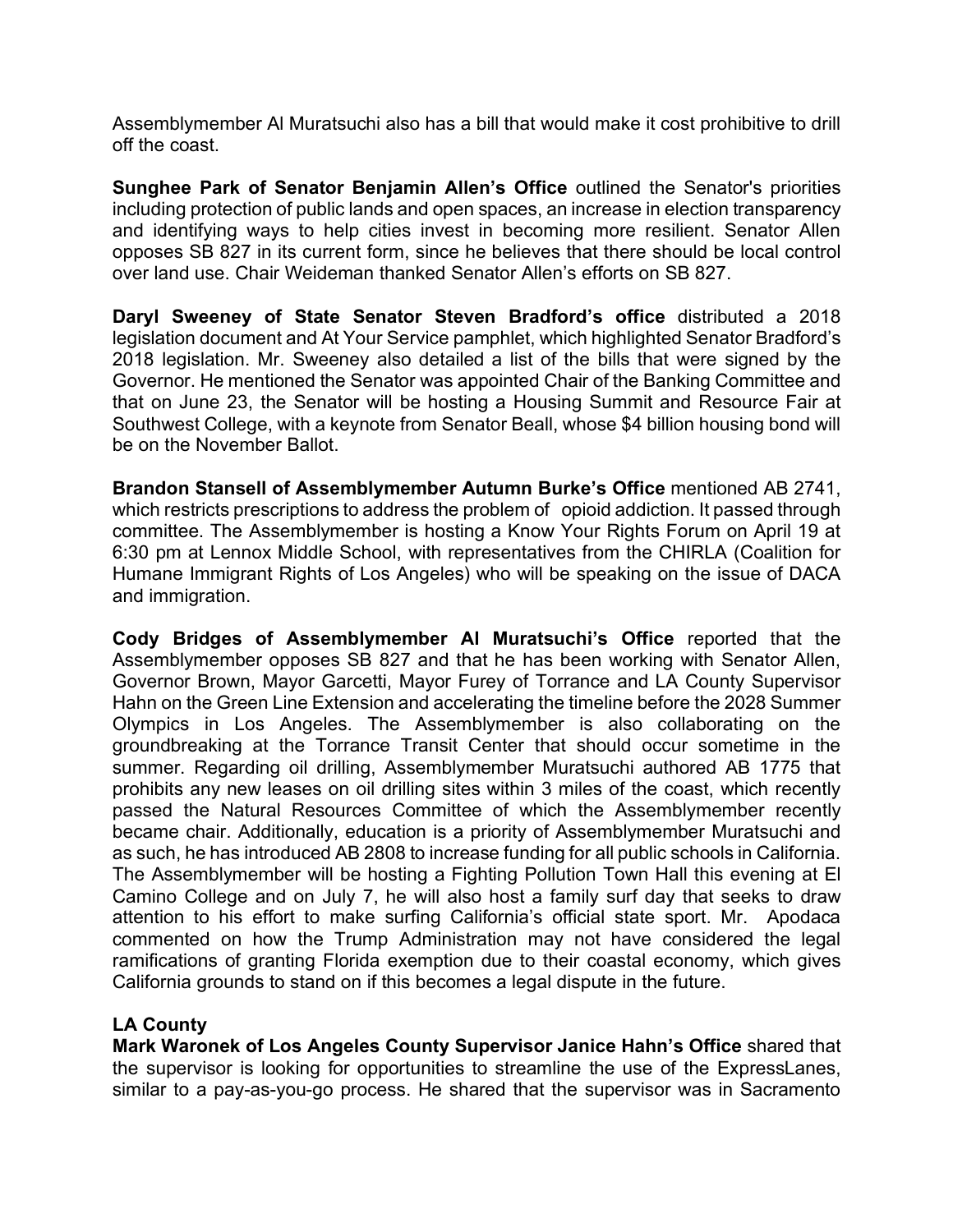Assemblymember Al Muratsuchi also has a bill that would make it cost prohibitive to drill off the coast.

**Sunghee Park of Senator Benjamin Allen's Office** outlined the Senator's priorities including protection of public lands and open spaces, an increase in election transparency and identifying ways to help cities invest in becoming more resilient. Senator Allen opposes SB 827 in its current form, since he believes that there should be local control over land use. Chair Weideman thanked Senator Allen's efforts on SB 827.

**Daryl Sweeney of State Senator Steven Bradford's office** distributed a 2018 legislation document and At Your Service pamphlet, which highlighted Senator Bradford's 2018 legislation. Mr. Sweeney also detailed a list of the bills that were signed by the Governor. He mentioned the Senator was appointed Chair of the Banking Committee and that on June 23, the Senator will be hosting a Housing Summit and Resource Fair at Southwest College, with a keynote from Senator Beall, whose $4 billion housing bond will be on the November Ballot.

**Brandon Stansell of Assemblymember Autumn Burke's Office** mentioned AB 2741, which restricts prescriptions to address the problem of opioid addiction. It passed through committee. The Assemblymember is hosting a Know Your Rights Forum on April 19 at 6:30 pm at Lennox Middle School, with representatives from the CHIRLA (Coalition for Humane Immigrant Rights of Los Angeles) who will be speaking on the issue of DACA and immigration.

**Cody Bridges of Assemblymember Al Muratsuchi's Office** reported that the Assemblymember opposes SB 827 and that he has been working with Senator Allen, Governor Brown, Mayor Garcetti, Mayor Furey of Torrance and LA County Supervisor Hahn on the Green Line Extension and accelerating the timeline before the 2028 Summer Olympics in Los Angeles. The Assemblymember is also collaborating on the groundbreaking at the Torrance Transit Center that should occur sometime in the summer. Regarding oil drilling, Assemblymember Muratsuchi authored AB 1775 that prohibits any new leases on oil drilling sites within 3 miles of the coast, which recently passed the Natural Resources Committee of which the Assemblymember recently became chair. Additionally, education is a priority of Assemblymember Muratsuchi and as such, he has introduced AB 2808 to increase funding for all public schools in California. The Assemblymember will be hosting a Fighting Pollution Town Hall this evening at El Camino College and on July 7, he will also host a family surf day that seeks to draw attention to his effort to make surfing California's official state sport. Mr. Apodaca commented on how the Trump Administration may not have considered the legal ramifications of granting Florida exemption due to their coastal economy, which gives California grounds to stand on if this becomes a legal dispute in the future.

**LA County**

**Mark Waronek of Los Angeles County Supervisor Janice Hahn's Office** shared that the supervisor is looking for opportunities to streamline the use of the ExpressLanes, similar to a pay-as-you-go process. He shared that the supervisor was in Sacramento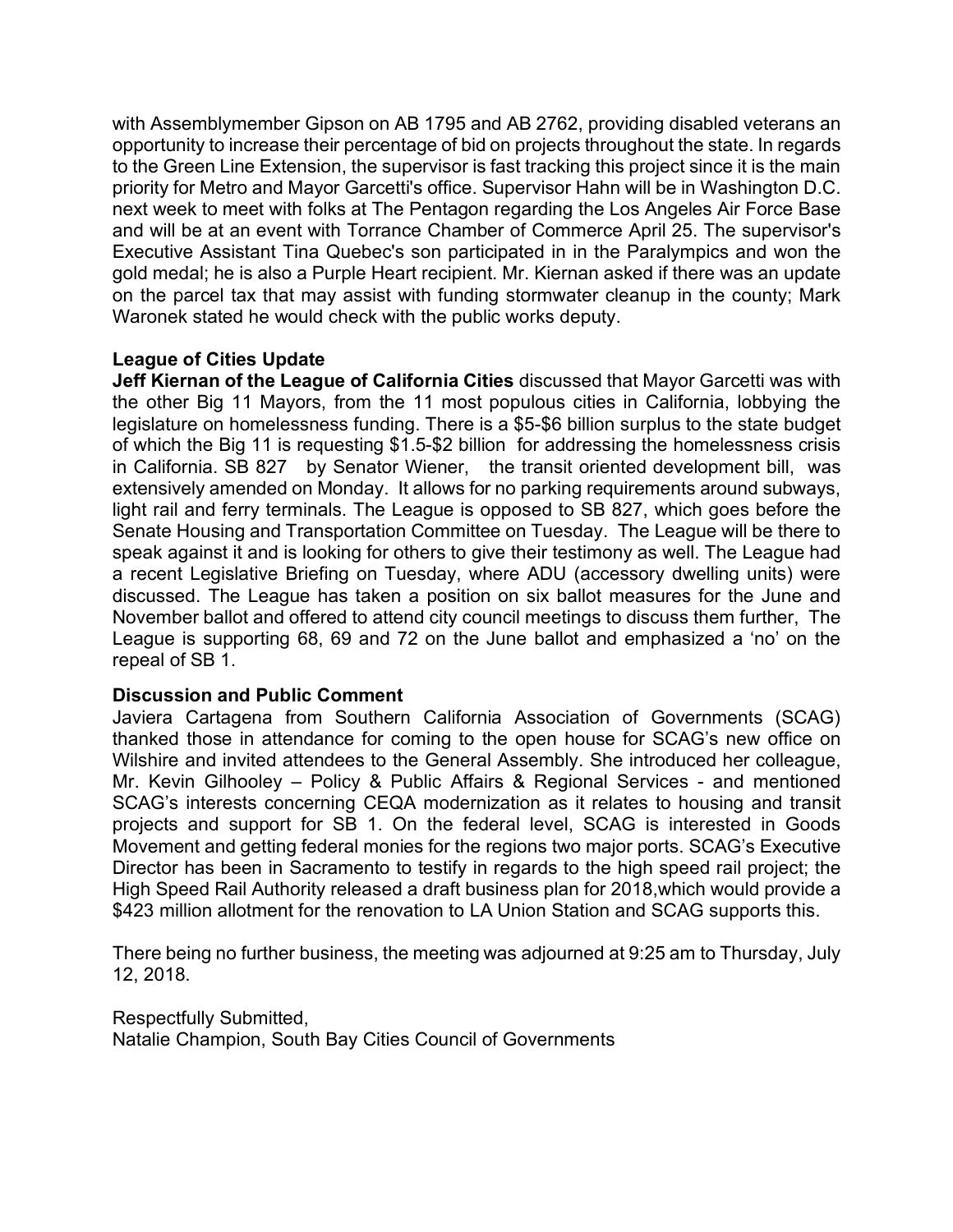with Assemblymember Gipson on AB 1795 and AB 2762, providing disabled veterans an opportunity to increase their percentage of bid on projects throughout the state. In regards to the Green Line Extension, the supervisor is fast tracking this project since it is the main priority for Metro and Mayor Garcetti's office. Supervisor Hahn will be in Washington D.C. next week to meet with folks at The Pentagon regarding the Los Angeles Air Force Base and will be at an event with Torrance Chamber of Commerce April 25. The supervisor's Executive Assistant Tina Quebec's son participated in in the Paralympics and won the gold medal; he is also a Purple Heart recipient. Mr. Kiernan asked if there was an update on the parcel tax that may assist with funding stormwater cleanup in the county; Mark Waronek stated he would check with the public works deputy.

**League of Cities Update**

**Jeff Kiernan of the League of California Cities** discussed that Mayor Garcetti was with the other Big 11 Mayors, from the 11 most populous cities in California, lobbying the legislature on homelessness funding. There is a $5-$6 billion surplus to the state budget of which the Big 11 is requesting $1.5-$2 billion for addressing the homelessness crisis in California. SB 827 by Senator Wiener, the transit oriented development bill, was extensively amended on Monday. It allows for no parking requirements around subways, light rail and ferry terminals. The League is opposed to SB 827, which goes before the Senate Housing and Transportation Committee on Tuesday. The League will be there to speak against it and is looking for others to give their testimony as well. The League had a recent Legislative Briefing on Tuesday, where ADU (accessory dwelling units) were discussed. The League has taken a position on six ballot measures for the June and November ballot and offered to attend city council meetings to discuss them further, The League is supporting 68, 69 and 72 on the June ballot and emphasized a 'no' on the repeal of SB 1.

**Discussion and Public Comment**

Javiera Cartagena from Southern California Association of Governments (SCAG) thanked those in attendance for coming to the open house for SCAG's new office on Wilshire and invited attendees to the General Assembly. She introduced her colleague, Mr. Kevin Gilhooley – Policy & Public Affairs & Regional Services - and mentioned SCAG's interests concerning CEQA modernization as it relates to housing and transit projects and support for SB 1. On the federal level, SCAG is interested in Goods Movement and getting federal monies for the regions two major ports. SCAG's Executive Director has been in Sacramento to testify in regards to the high speed rail project; the High Speed Rail Authority released a draft business plan for 2018,which would provide a $423 million allotment for the renovation to LA Union Station and SCAG supports this.

There being no further business, the meeting was adjourned at 9:25 am to Thursday, July 12, 2018.

Respectfully Submitted,
Natalie Champion, South Bay Cities Council of Governments